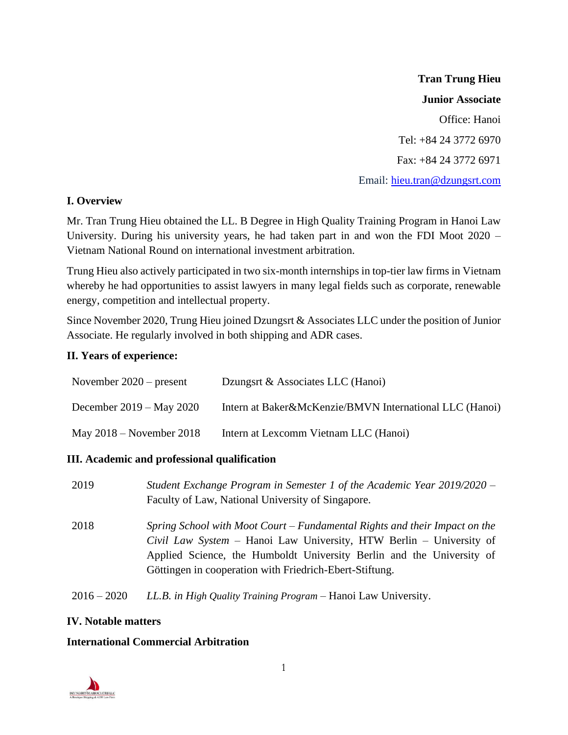**Tran Trung Hieu**

**Junior Associate**

Office: Hanoi

Tel: +84 24 3772 6970

Fax: +84 24 3772 6971

Email: hieu.tran@dzungsrt.com

## I. Overview

Mr. Tran Trung Hieu obtained the LL. B Degree in High Quality Training Program in Hanoi Law University. During his university years, he had taken part in and won the FDI Moot 2020 – Vietnam National Round on international investment arbitration.

Trung Hieu also actively participated in two six-month internships in top-tier law firms in Vietnam whereby he had opportunities to assist lawyers in many legal fields such as corporate, renewable energy, competition and intellectual property.

Since November 2020, Trung Hieu joined Dzungsrt & Associates LLC under the position of Junior Associate. He regularly involved in both shipping and ADR cases.

## II. Years of experience:

| | |
|---|---|
| November 2020 – present | Dzungsrt & Associates LLC (Hanoi) |
| December 2019 – May 2020 | Intern at Baker&McKenzie/BMVN International LLC (Hanoi) |
| May 2018 – November 2018 | Intern at Lexcomm Vietnam LLC (Hanoi) |

## III. Academic and professional qualification

| | |
|---|---|
| 2019 | *Student Exchange Program in Semester 1 of the Academic Year 2019/2020* – Faculty of Law, National University of Singapore. |
| 2018 | *Spring School with Moot Court – Fundamental Rights and their Impact on the Civil Law System* – Hanoi Law University, HTW Berlin – University of Applied Science, the Humboldt University Berlin and the University of Göttingen in cooperation with Friedrich-Ebert-Stiftung. |
| 2016 – 2020 | *LL.B. in High Quality Training Program* – Hanoi Law University. |

## IV. Notable matters

**International Commercial Arbitration**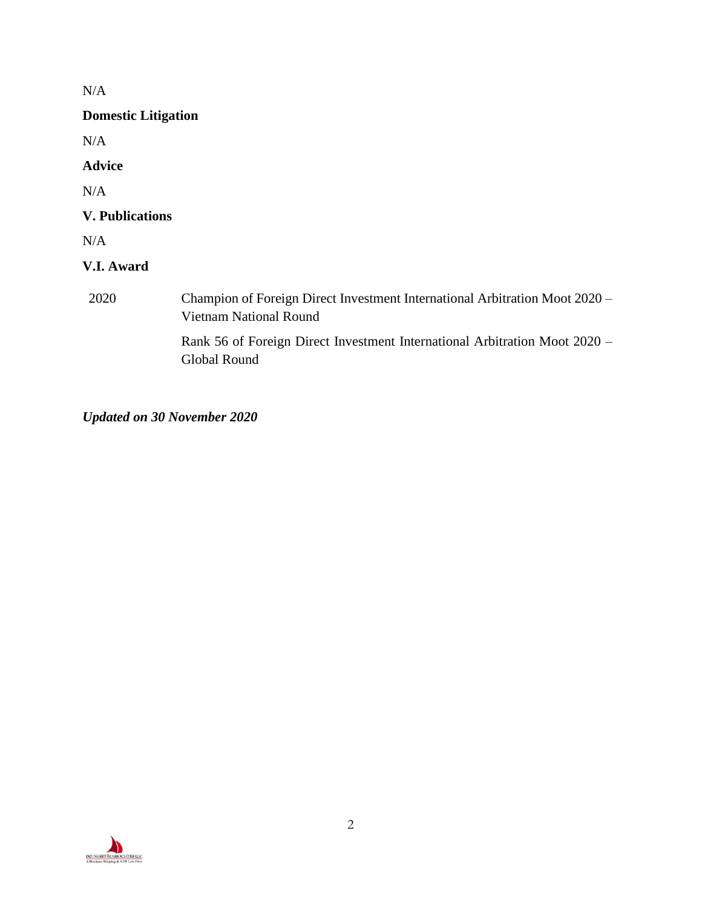N/A

**Domestic Litigation**

N/A

**Advice**

N/A

**V. Publications**

N/A

**V.I. Award**

| | |
|---|---|
| 2020 | Champion of Foreign Direct Investment International Arbitration Moot 2020 – Vietnam National Round |
| | Rank 56 of Foreign Direct Investment International Arbitration Moot 2020 – Global Round |

***Updated on 30 November 2020***